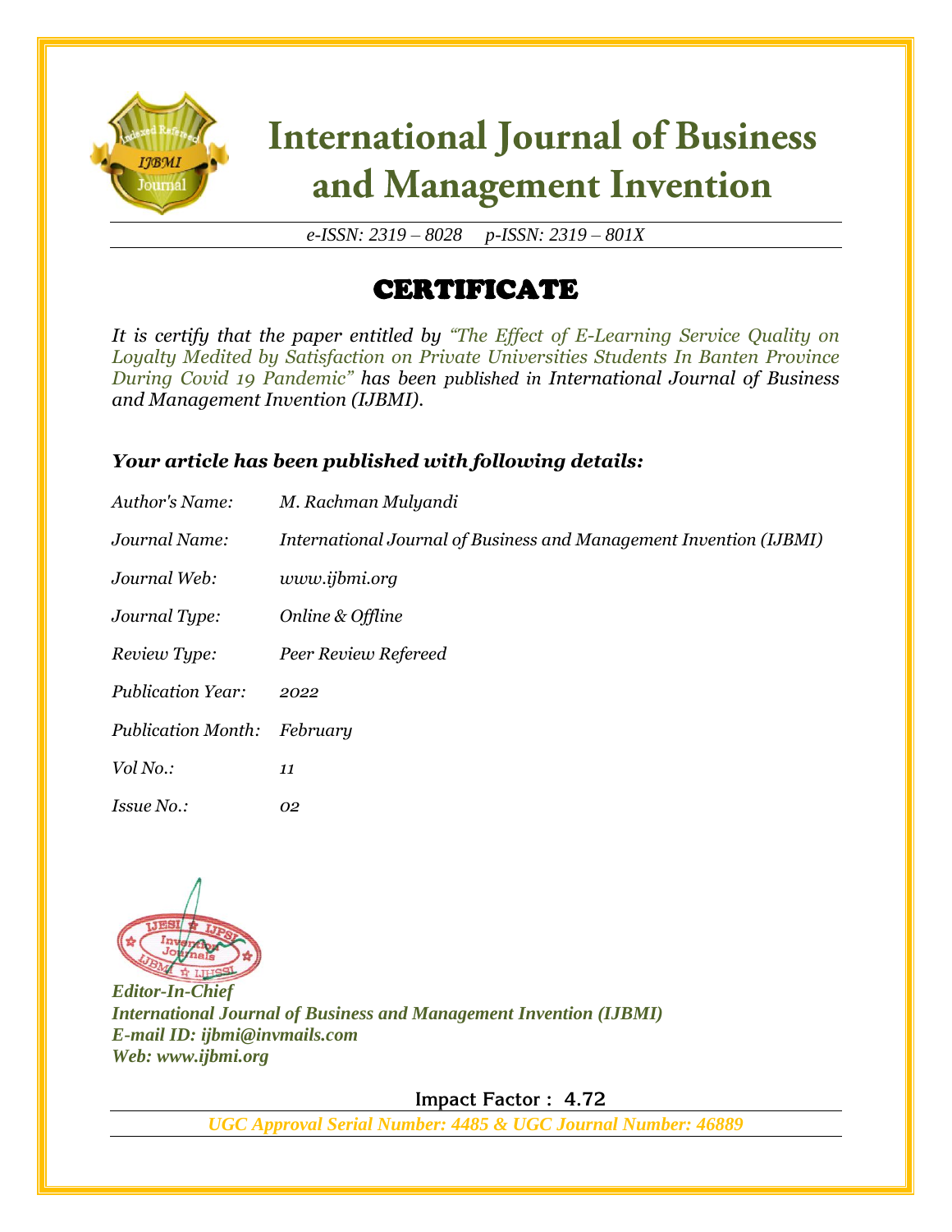# International Journal of Business and Management Invention

*e-ISSN: 2319 – 8028 p-ISSN: 2319 – 801X*

## CERTIFICATE

*It is certify that the paper entitled by "The Effect of E-Learning Service Quality on Loyalty Medited by Satisfaction on Private Universities Students In Banten Province During Covid 19 Pandemic" has been published in International Journal of Business and Management Invention (IJBMI).*

### *Your article has been published with following details:*

| | |
|---|---|
| *Author's Name:* | *M. Rachman Mulyandi* |
| *Journal Name:* | *International Journal of Business and Management Invention (IJBMI)* |
| *Journal Web:* | *www.ijbmi.org* |
| *Journal Type:* | *Online & Offline* |
| *Review Type:* | *Peer Review Refereed* |
| *Publication Year:* | *2022* |
| *Publication Month:* | *February* |
| *Vol No.:* | *11* |
| *Issue No.:* | *02* |

***Editor-In-Chief***
***International Journal of Business and Management Invention (IJBMI)***
***E-mail ID: ijbmi@invmails.com***
***Web: www.ijbmi.org***

**Impact Factor : 4.72**

***UGC Approval Serial Number: 4485 & UGC Journal Number: 46889***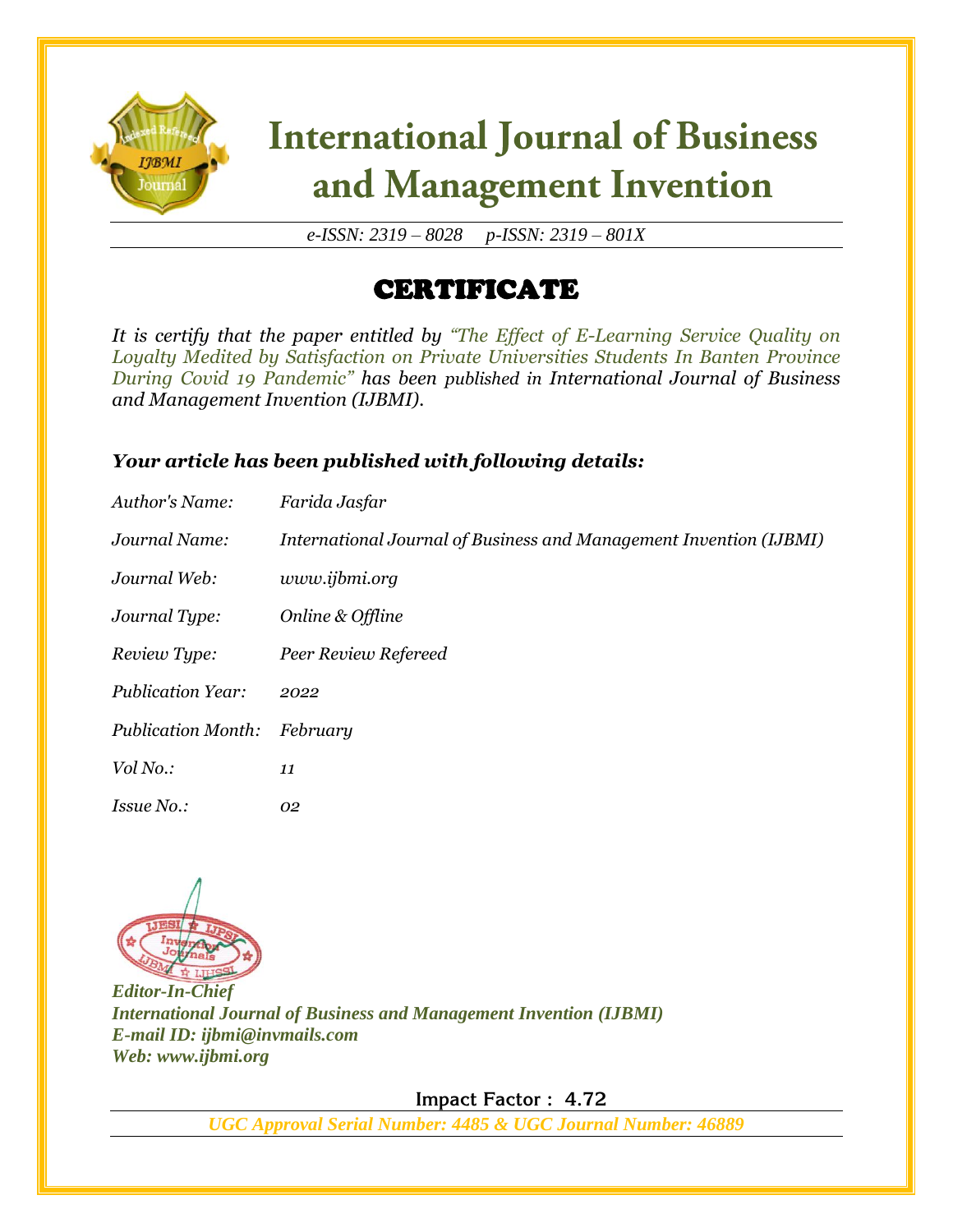# International Journal of Business and Management Invention

*e-ISSN: 2319 – 8028 p-ISSN: 2319 – 801X*

## CERTIFICATE

*It is certify that the paper entitled by "The Effect of E-Learning Service Quality on Loyalty Medited by Satisfaction on Private Universities Students In Banten Province During Covid 19 Pandemic" has been published in International Journal of Business and Management Invention (IJBMI).*

***Your article has been published with following details:***

| | |
|---|---|
| *Author's Name:* | *Farida Jasfar* |
| *Journal Name:* | *International Journal of Business and Management Invention (IJBMI)* |
| *Journal Web:* | *www.ijbmi.org* |
| *Journal Type:* | *Online & Offline* |
| *Review Type:* | *Peer Review Refereed* |
| *Publication Year:* | *2022* |
| *Publication Month:* | *February* |
| *Vol No.:* | *11* |
| *Issue No.:* | *02* |

***Editor-In-Chief***
***International Journal of Business and Management Invention (IJBMI)***
***E-mail ID: ijbmi@invmails.com***
***Web: www.ijbmi.org***

**Impact Factor : 4.72**

***UGC Approval Serial Number: 4485 & UGC Journal Number: 46889***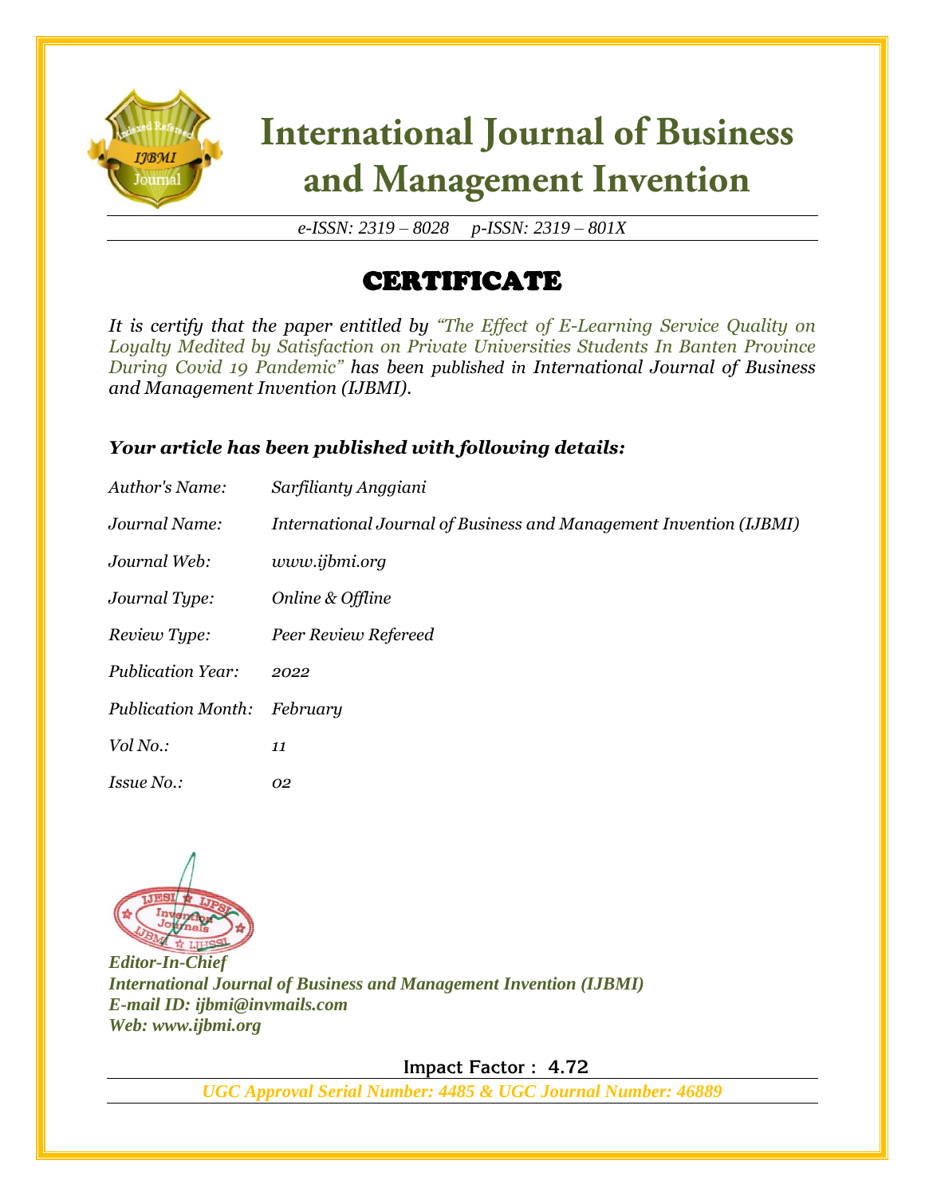# International Journal of Business and Management Invention

*e-ISSN: 2319 – 8028 p-ISSN: 2319 – 801X*

## CERTIFICATE

*It is certify that the paper entitled by "The Effect of E-Learning Service Quality on Loyalty Medited by Satisfaction on Private Universities Students In Banten Province During Covid 19 Pandemic" has been published in International Journal of Business and Management Invention (IJBMI).*

### *Your article has been published with following details:*

| | |
|---|---|
| *Author's Name:* | *Sarfilianty Anggiani* |
| *Journal Name:* | *International Journal of Business and Management Invention (IJBMI)* |
| *Journal Web:* | *www.ijbmi.org* |
| *Journal Type:* | *Online & Offline* |
| *Review Type:* | *Peer Review Refereed* |
| *Publication Year:* | *2022* |
| *Publication Month:* | *February* |
| *Vol No.:* | *11* |
| *Issue No.:* | *02* |

***Editor-In-Chief***
***International Journal of Business and Management Invention (IJBMI)***
***E-mail ID: ijbmi@invmails.com***
***Web: www.ijbmi.org***

**Impact Factor : 4.72**

***UGC Approval Serial Number: 4485 & UGC Journal Number: 46889***